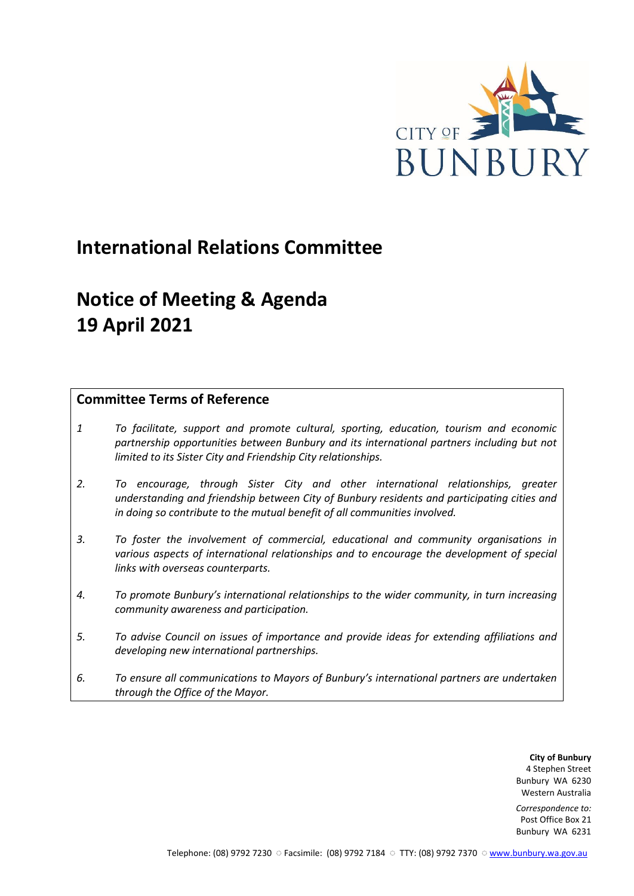CITY OF BUNBURY

# International Relations Committee

# Notice of Meeting & Agenda
# 19 April 2021

## Committee Terms of Reference

*1* *To facilitate, support and promote cultural, sporting, education, tourism and economic partnership opportunities between Bunbury and its international partners including but not limited to its Sister City and Friendship City relationships.*

*2.* *To encourage, through Sister City and other international relationships, greater understanding and friendship between City of Bunbury residents and participating cities and in doing so contribute to the mutual benefit of all communities involved.*

*3.* *To foster the involvement of commercial, educational and community organisations in various aspects of international relationships and to encourage the development of special links with overseas counterparts.*

*4.* *To promote Bunbury's international relationships to the wider community, in turn increasing community awareness and participation.*

*5.* *To advise Council on issues of importance and provide ideas for extending affiliations and developing new international partnerships.*

*6.* *To ensure all communications to Mayors of Bunbury's international partners are undertaken through the Office of the Mayor.*

**City of Bunbury**
4 Stephen Street
Bunbury WA 6230
Western Australia

*Correspondence to:*
Post Office Box 21
Bunbury WA 6231

Telephone: (08) 9792 7230 ○ Facsimile: (08) 9792 7184 ○ TTY: (08) 9792 7370 ○ www.bunbury.wa.gov.au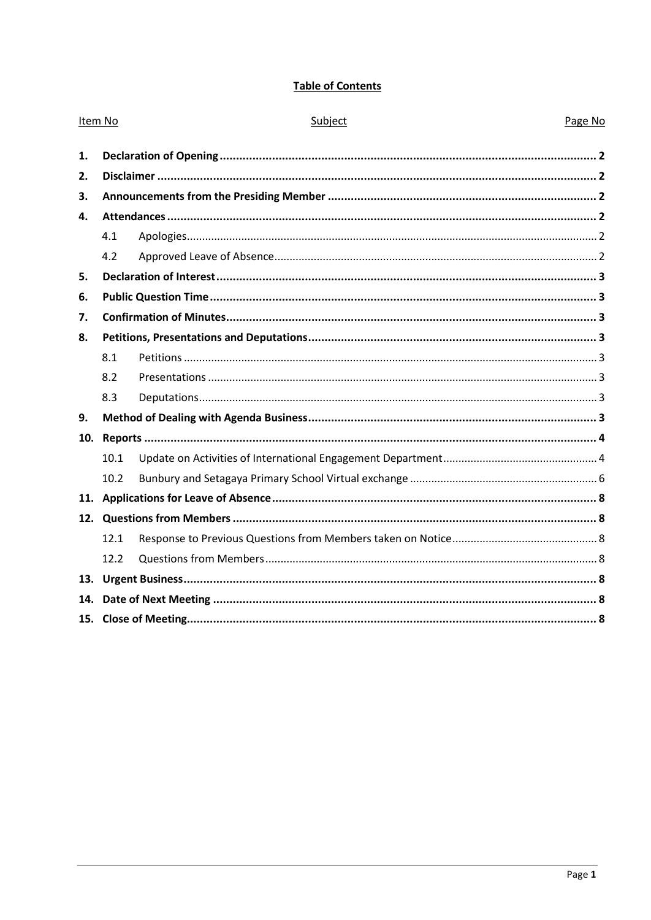## Table of Contents

| Item No | | Subject | Page No |
|---|---|---|---|
| **1.** | | **Declaration of Opening** | **2** |
| **2.** | | **Disclaimer** | **2** |
| **3.** | | **Announcements from the Presiding Member** | **2** |
| **4.** | | **Attendances** | **2** |
| | 4.1 | Apologies | 2 |
| | 4.2 | Approved Leave of Absence | 2 |
| **5.** | | **Declaration of Interest** | **3** |
| **6.** | | **Public Question Time** | **3** |
| **7.** | | **Confirmation of Minutes** | **3** |
| **8.** | | **Petitions, Presentations and Deputations** | **3** |
| | 8.1 | Petitions | 3 |
| | 8.2 | Presentations | 3 |
| | 8.3 | Deputations | 3 |
| **9.** | | **Method of Dealing with Agenda Business** | **3** |
| **10.** | | **Reports** | **4** |
| | 10.1 | Update on Activities of International Engagement Department | 4 |
| | 10.2 | Bunbury and Setagaya Primary School Virtual exchange | 6 |
| **11.** | | **Applications for Leave of Absence** | **8** |
| **12.** | | **Questions from Members** | **8** |
| | 12.1 | Response to Previous Questions from Members taken on Notice | 8 |
| | 12.2 | Questions from Members | 8 |
| **13.** | | **Urgent Business** | **8** |
| **14.** | | **Date of Next Meeting** | **8** |
| **15.** | | **Close of Meeting** | **8** |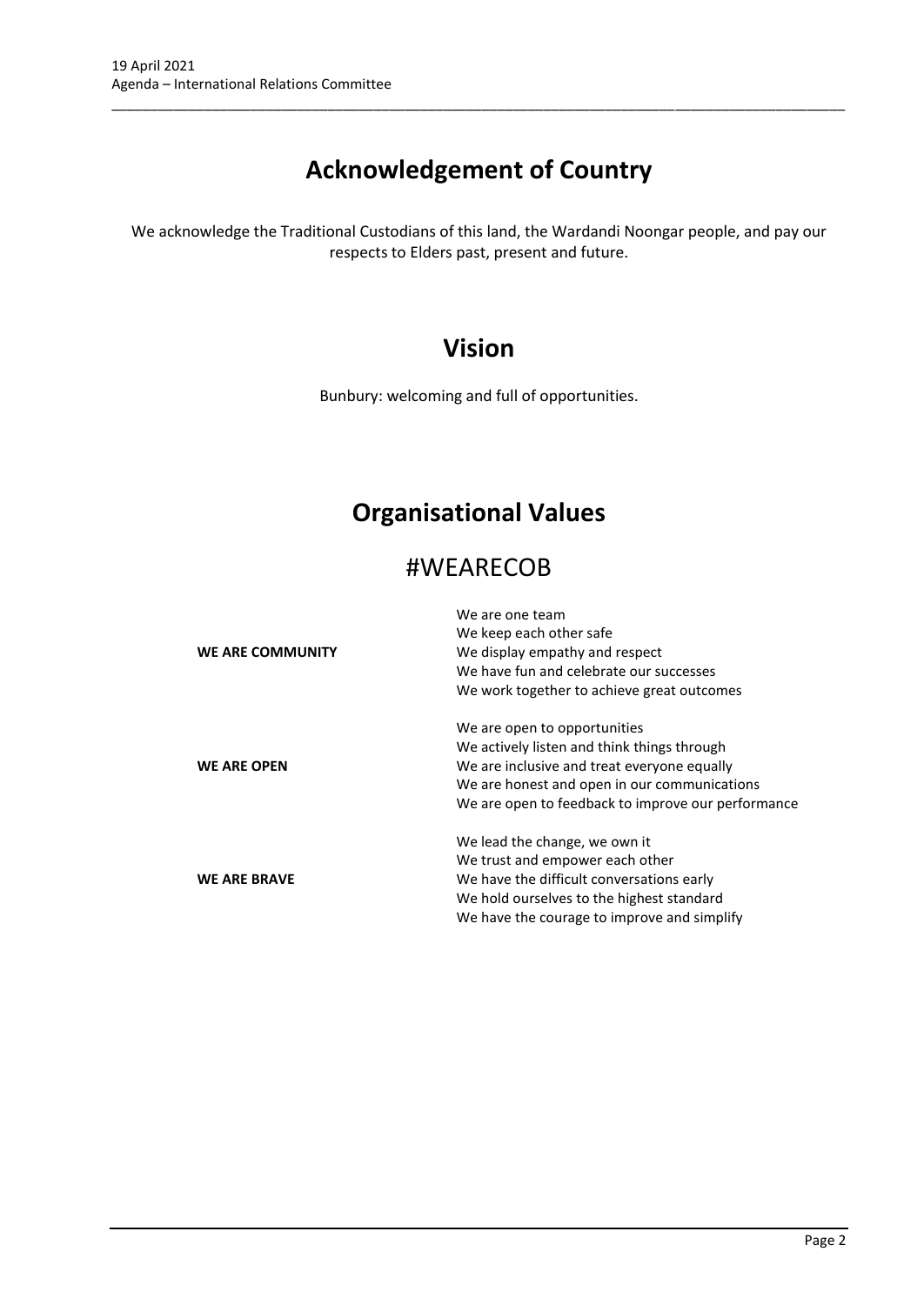# Acknowledgement of Country

We acknowledge the Traditional Custodians of this land, the Wardandi Noongar people, and pay our respects to Elders past, present and future.

# Vision

Bunbury: welcoming and full of opportunities.

# Organisational Values

## #WEARECOB

| | |
|---|---|
| **WE ARE COMMUNITY** | We are one team<br>We keep each other safe<br>We display empathy and respect<br>We have fun and celebrate our successes<br>We work together to achieve great outcomes |
| **WE ARE OPEN** | We are open to opportunities<br>We actively listen and think things through<br>We are inclusive and treat everyone equally<br>We are honest and open in our communications<br>We are open to feedback to improve our performance |
| **WE ARE BRAVE** | We lead the change, we own it<br>We trust and empower each other<br>We have the difficult conversations early<br>We hold ourselves to the highest standard<br>We have the courage to improve and simplify |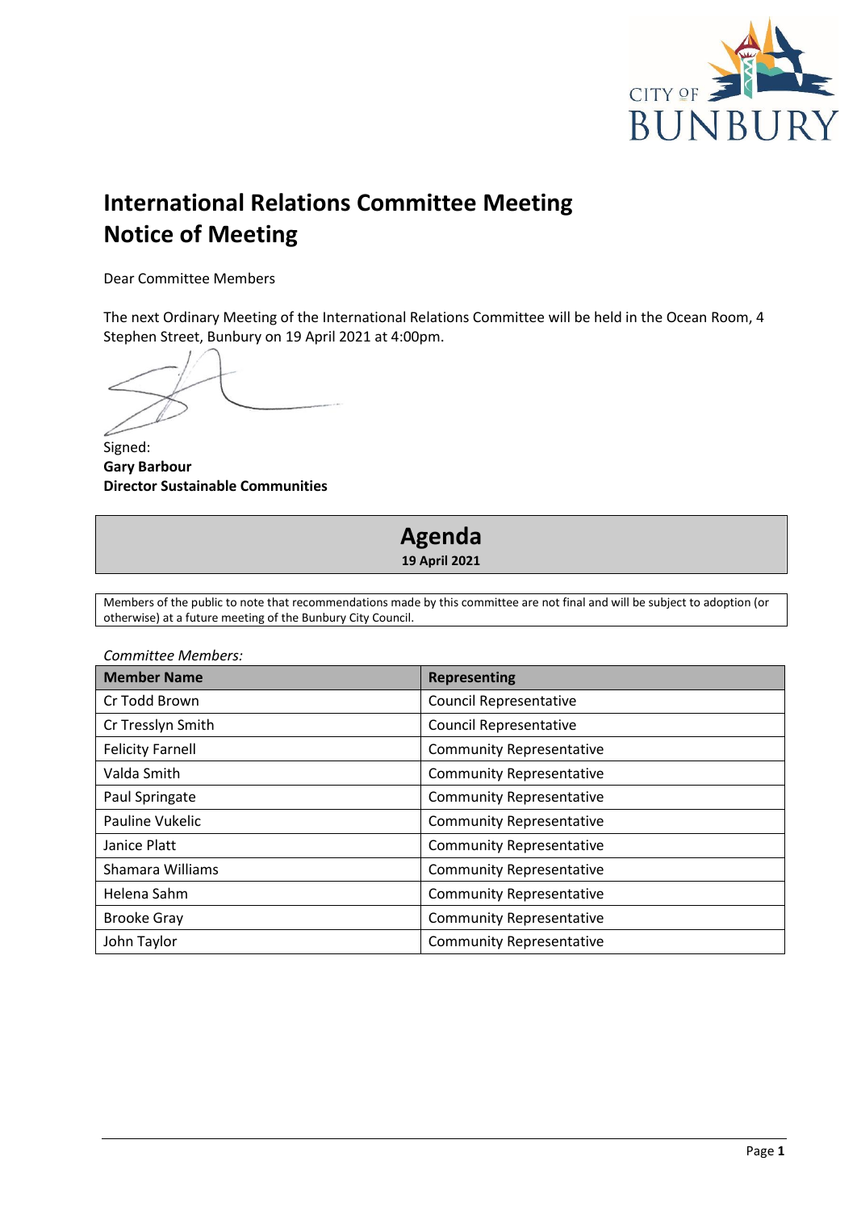# International Relations Committee Meeting
# Notice of Meeting

Dear Committee Members

The next Ordinary Meeting of the International Relations Committee will be held in the Ocean Room, 4 Stephen Street, Bunbury on 19 April 2021 at 4:00pm.

Signed:
**Gary Barbour**
**Director Sustainable Communities**

## Agenda
**19 April 2021**

Members of the public to note that recommendations made by this committee are not final and will be subject to adoption (or otherwise) at a future meeting of the Bunbury City Council.

*Committee Members:*

| Member Name | Representing |
|---|---|
| Cr Todd Brown | Council Representative |
| Cr Tresslyn Smith | Council Representative |
| Felicity Farnell | Community Representative |
| Valda Smith | Community Representative |
| Paul Springate | Community Representative |
| Pauline Vukelic | Community Representative |
| Janice Platt | Community Representative |
| Shamara Williams | Community Representative |
| Helena Sahm | Community Representative |
| Brooke Gray | Community Representative |
| John Taylor | Community Representative |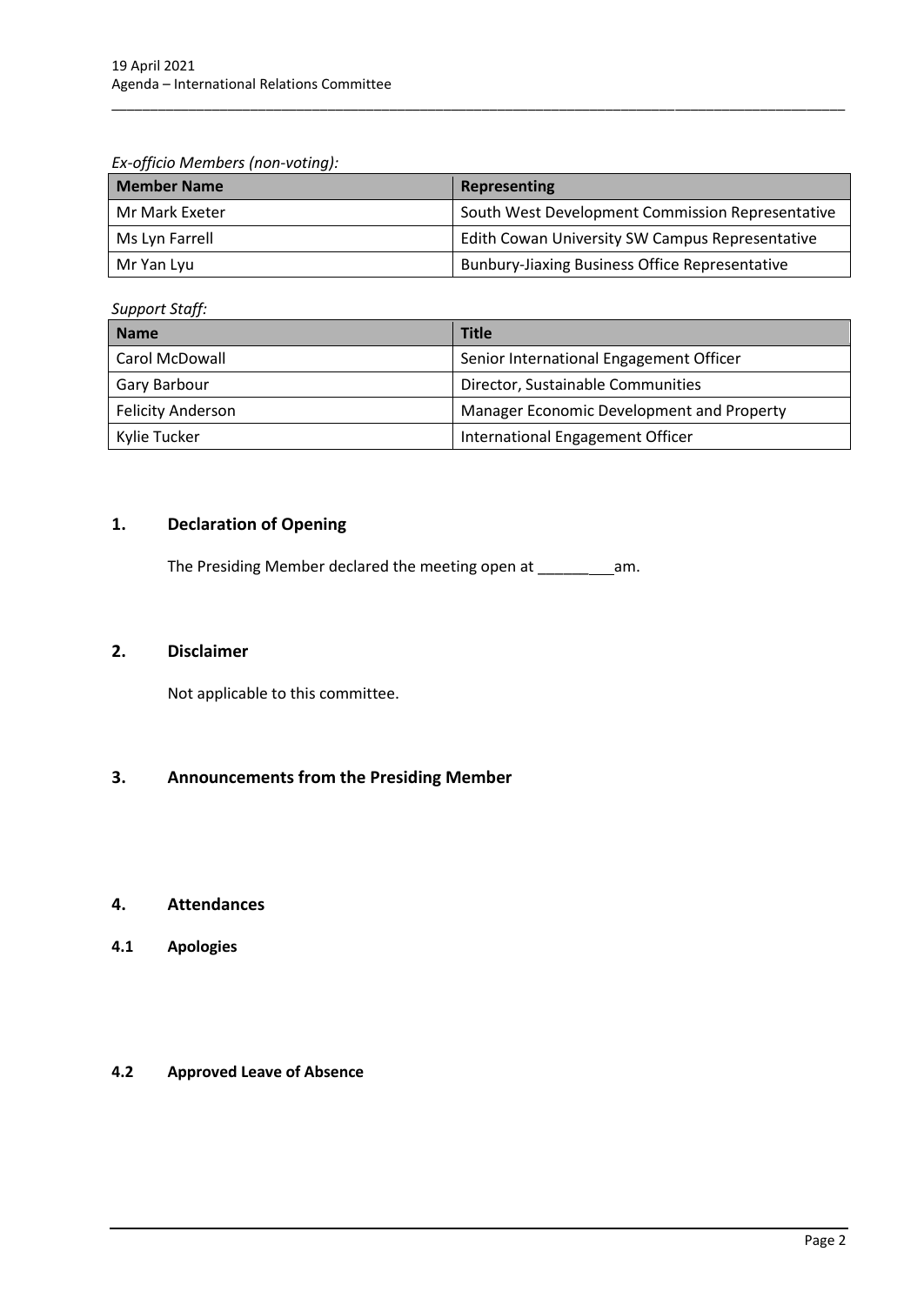*Ex-officio Members (non-voting):*

| Member Name | Representing |
|---|---|
| Mr Mark Exeter | South West Development Commission Representative |
| Ms Lyn Farrell | Edith Cowan University SW Campus Representative |
| Mr Yan Lyu | Bunbury-Jiaxing Business Office Representative |

*Support Staff:*

| Name | Title |
|---|---|
| Carol McDowall | Senior International Engagement Officer |
| Gary Barbour | Director, Sustainable Communities |
| Felicity Anderson | Manager Economic Development and Property |
| Kylie Tucker | International Engagement Officer |

## 1. Declaration of Opening

The Presiding Member declared the meeting open at __________am.

## 2. Disclaimer

Not applicable to this committee.

## 3. Announcements from the Presiding Member

## 4. Attendances

### 4.1 Apologies

### 4.2 Approved Leave of Absence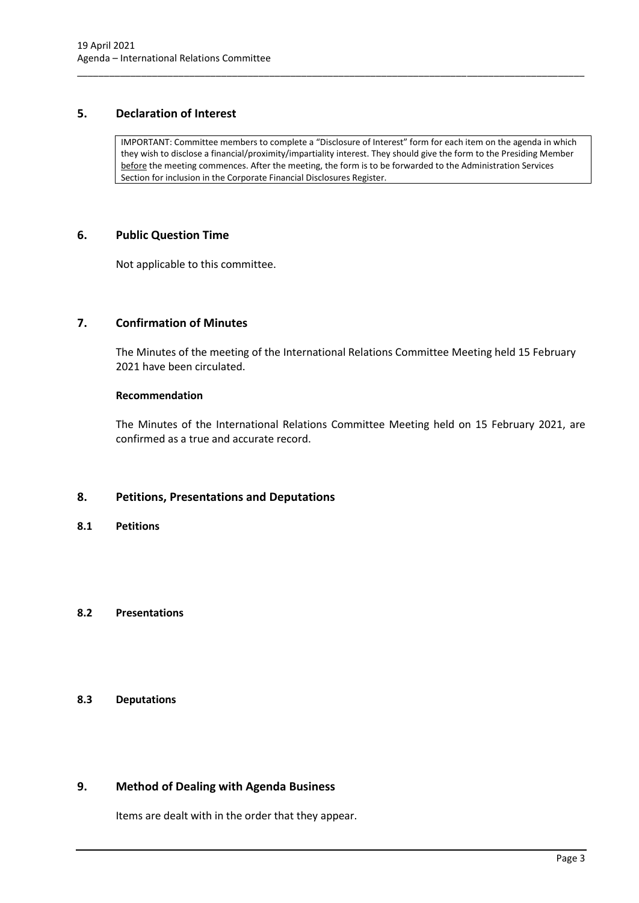## 5. Declaration of Interest

> IMPORTANT: Committee members to complete a "Disclosure of Interest" form for each item on the agenda in which they wish to disclose a financial/proximity/impartiality interest. They should give the form to the Presiding Member before the meeting commences. After the meeting, the form is to be forwarded to the Administration Services Section for inclusion in the Corporate Financial Disclosures Register.

## 6. Public Question Time

Not applicable to this committee.

## 7. Confirmation of Minutes

The Minutes of the meeting of the International Relations Committee Meeting held 15 February 2021 have been circulated.

**Recommendation**

The Minutes of the International Relations Committee Meeting held on 15 February 2021, are confirmed as a true and accurate record.

## 8. Petitions, Presentations and Deputations

### 8.1 Petitions

### 8.2 Presentations

### 8.3 Deputations

## 9. Method of Dealing with Agenda Business

Items are dealt with in the order that they appear.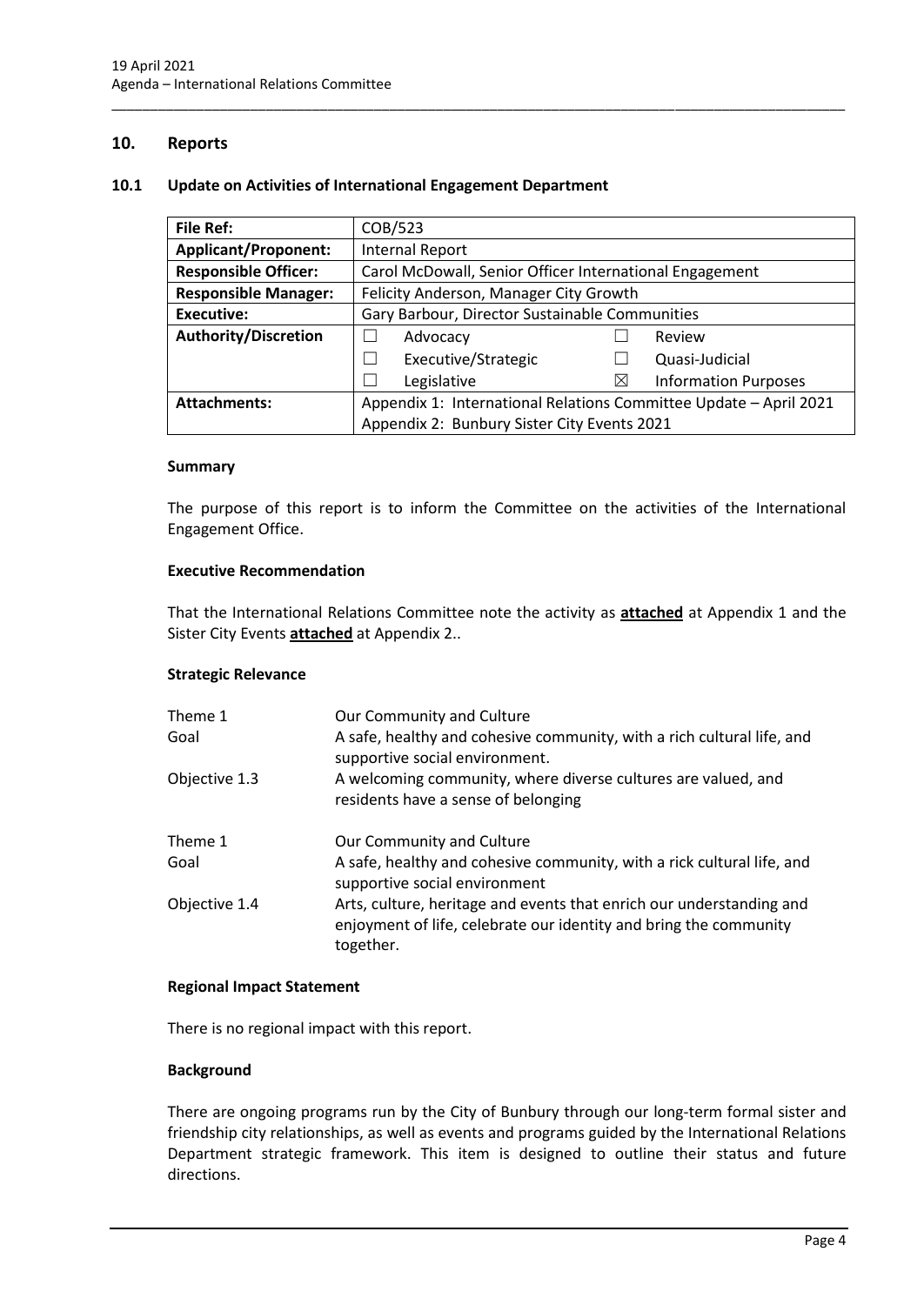## 10. Reports

### 10.1 Update on Activities of International Engagement Department

| **File Ref:** | COB/523 | | |
|---|---|---|---|
| **Applicant/Proponent:** | Internal Report | | |
| **Responsible Officer:** | Carol McDowall, Senior Officer International Engagement | | |
| **Responsible Manager:** | Felicity Anderson, Manager City Growth | | |
| **Executive:** | Gary Barbour, Director Sustainable Communities | | |
| **Authority/Discretion** | ☐ Advocacy | ☐ | Review |
| | ☐ Executive/Strategic | ☐ | Quasi-Judicial |
| | ☐ Legislative | ☒ | Information Purposes |
| **Attachments:** | Appendix 1: International Relations Committee Update – April 2021<br>Appendix 2: Bunbury Sister City Events 2021 | | |

**Summary**

The purpose of this report is to inform the Committee on the activities of the International Engagement Office.

**Executive Recommendation**

That the International Relations Committee note the activity as **attached** at Appendix 1 and the Sister City Events **attached** at Appendix 2..

**Strategic Relevance**

| | |
|---|---|
| Theme 1 | Our Community and Culture |
| Goal | A safe, healthy and cohesive community, with a rich cultural life, and supportive social environment. |
| Objective 1.3 | A welcoming community, where diverse cultures are valued, and residents have a sense of belonging |
| Theme 1 | Our Community and Culture |
| Goal | A safe, healthy and cohesive community, with a rick cultural life, and supportive social environment |
| Objective 1.4 | Arts, culture, heritage and events that enrich our understanding and enjoyment of life, celebrate our identity and bring the community together. |

**Regional Impact Statement**

There is no regional impact with this report.

**Background**

There are ongoing programs run by the City of Bunbury through our long-term formal sister and friendship city relationships, as well as events and programs guided by the International Relations Department strategic framework. This item is designed to outline their status and future directions.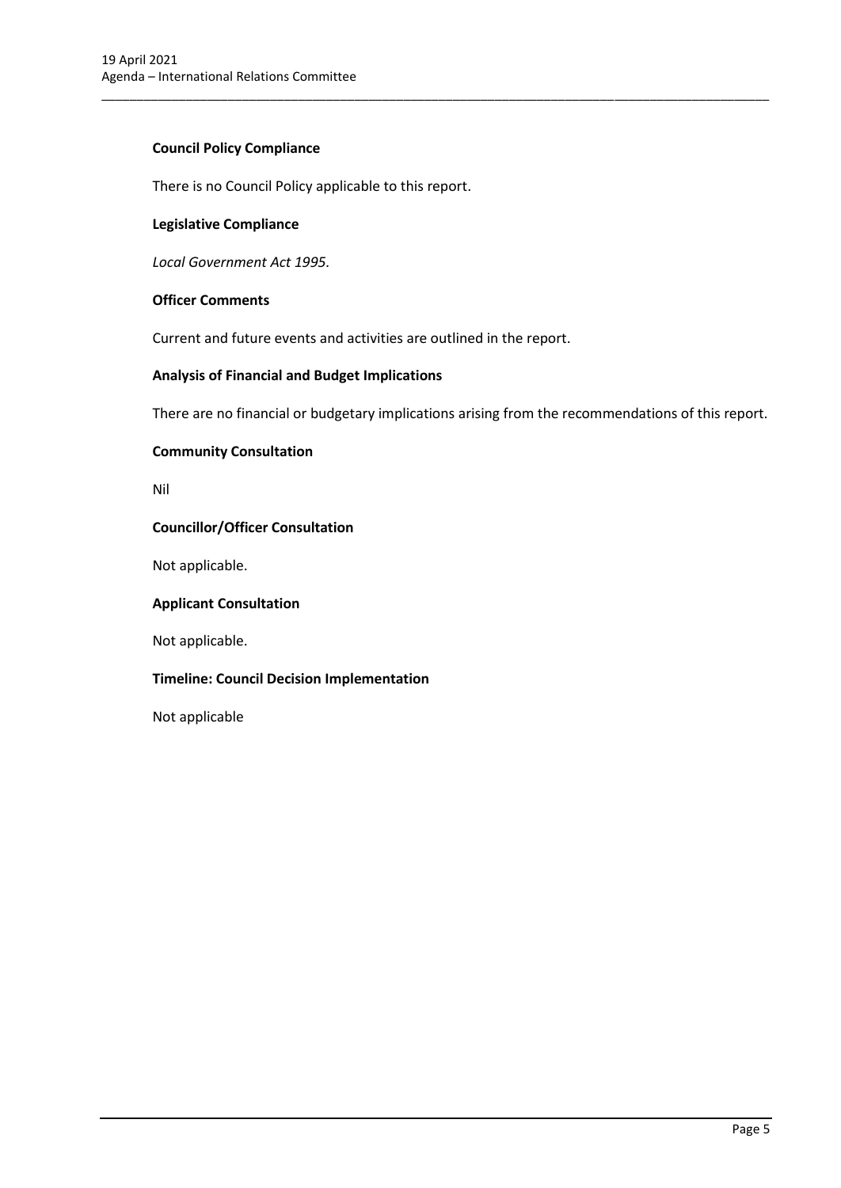**Council Policy Compliance**

There is no Council Policy applicable to this report.

**Legislative Compliance**

*Local Government Act 1995.*

**Officer Comments**

Current and future events and activities are outlined in the report.

**Analysis of Financial and Budget Implications**

There are no financial or budgetary implications arising from the recommendations of this report.

**Community Consultation**

Nil

**Councillor/Officer Consultation**

Not applicable.

**Applicant Consultation**

Not applicable.

**Timeline: Council Decision Implementation**

Not applicable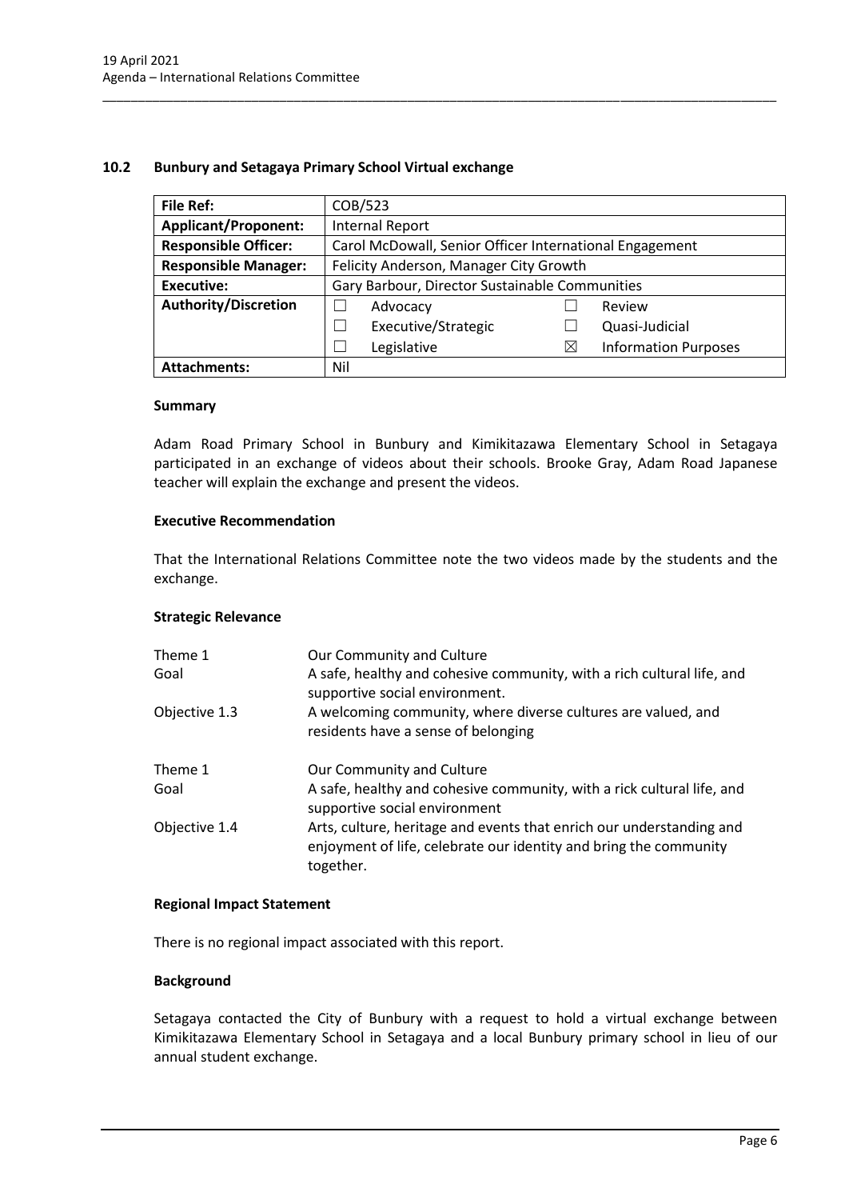## 10.2 Bunbury and Setagaya Primary School Virtual exchange

| **File Ref:** | COB/523 | | | |
|---|---|---|---|---|
| **Applicant/Proponent:** | Internal Report | | | |
| **Responsible Officer:** | Carol McDowall, Senior Officer International Engagement | | | |
| **Responsible Manager:** | Felicity Anderson, Manager City Growth | | | |
| **Executive:** | Gary Barbour, Director Sustainable Communities | | | |
| **Authority/Discretion** | ☐ | Advocacy | ☐ | Review |
| | ☐ | Executive/Strategic | ☐ | Quasi-Judicial |
| | ☐ | Legislative | ☒ | Information Purposes |
| **Attachments:** | Nil | | | |

### Summary

Adam Road Primary School in Bunbury and Kimikitazawa Elementary School in Setagaya participated in an exchange of videos about their schools. Brooke Gray, Adam Road Japanese teacher will explain the exchange and present the videos.

### Executive Recommendation

That the International Relations Committee note the two videos made by the students and the exchange.

### Strategic Relevance

| | |
|---|---|
| Theme 1 | Our Community and Culture |
| Goal | A safe, healthy and cohesive community, with a rich cultural life, and supportive social environment. |
| Objective 1.3 | A welcoming community, where diverse cultures are valued, and residents have a sense of belonging |
| Theme 1 | Our Community and Culture |
| Goal | A safe, healthy and cohesive community, with a rick cultural life, and supportive social environment |
| Objective 1.4 | Arts, culture, heritage and events that enrich our understanding and enjoyment of life, celebrate our identity and bring the community together. |

### Regional Impact Statement

There is no regional impact associated with this report.

### Background

Setagaya contacted the City of Bunbury with a request to hold a virtual exchange between Kimikitazawa Elementary School in Setagaya and a local Bunbury primary school in lieu of our annual student exchange.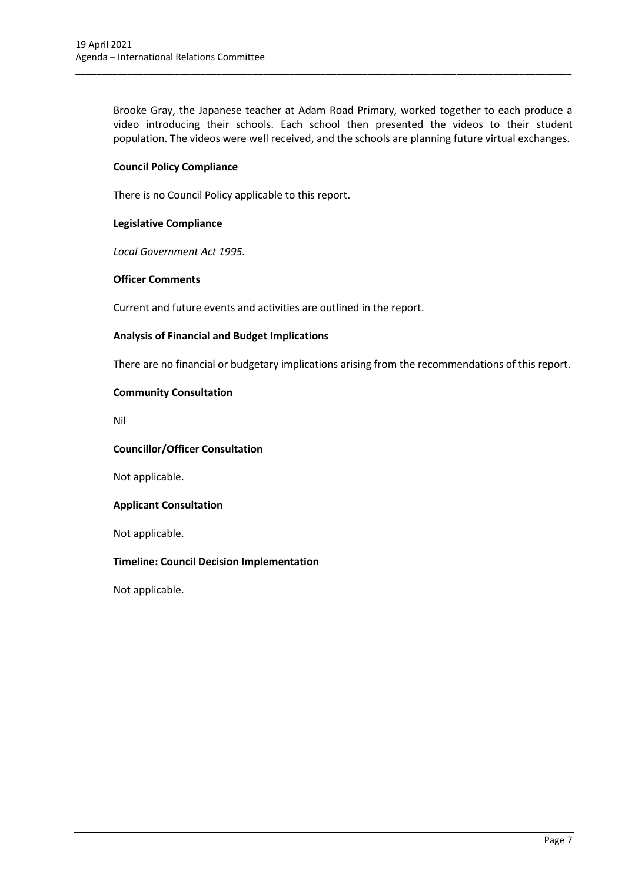Brooke Gray, the Japanese teacher at Adam Road Primary, worked together to each produce a video introducing their schools. Each school then presented the videos to their student population. The videos were well received, and the schools are planning future virtual exchanges.

**Council Policy Compliance**

There is no Council Policy applicable to this report.

**Legislative Compliance**

*Local Government Act 1995.*

**Officer Comments**

Current and future events and activities are outlined in the report.

**Analysis of Financial and Budget Implications**

There are no financial or budgetary implications arising from the recommendations of this report.

**Community Consultation**

Nil

**Councillor/Officer Consultation**

Not applicable.

**Applicant Consultation**

Not applicable.

**Timeline: Council Decision Implementation**

Not applicable.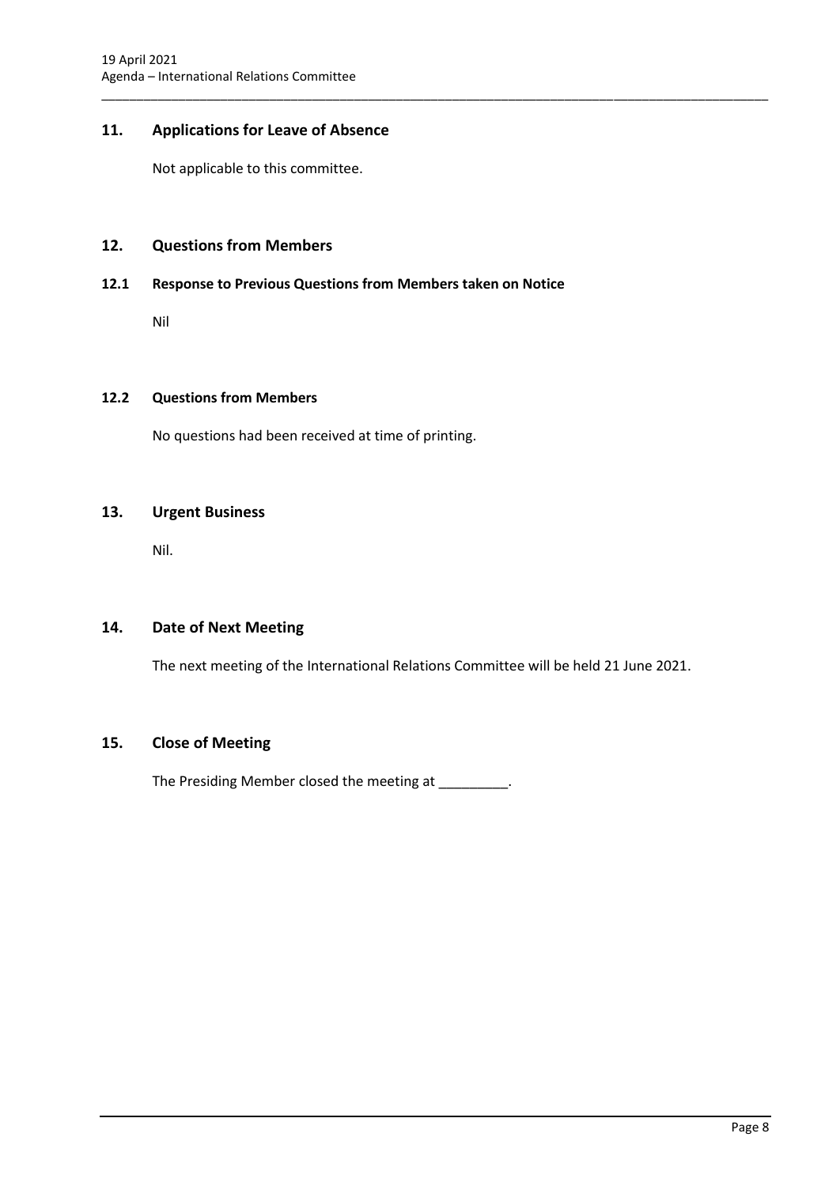## 11. Applications for Leave of Absence

Not applicable to this committee.

## 12. Questions from Members

### 12.1 Response to Previous Questions from Members taken on Notice

Nil

### 12.2 Questions from Members

No questions had been received at time of printing.

## 13. Urgent Business

Nil.

## 14. Date of Next Meeting

The next meeting of the International Relations Committee will be held 21 June 2021.

## 15. Close of Meeting

The Presiding Member closed the meeting at _________.